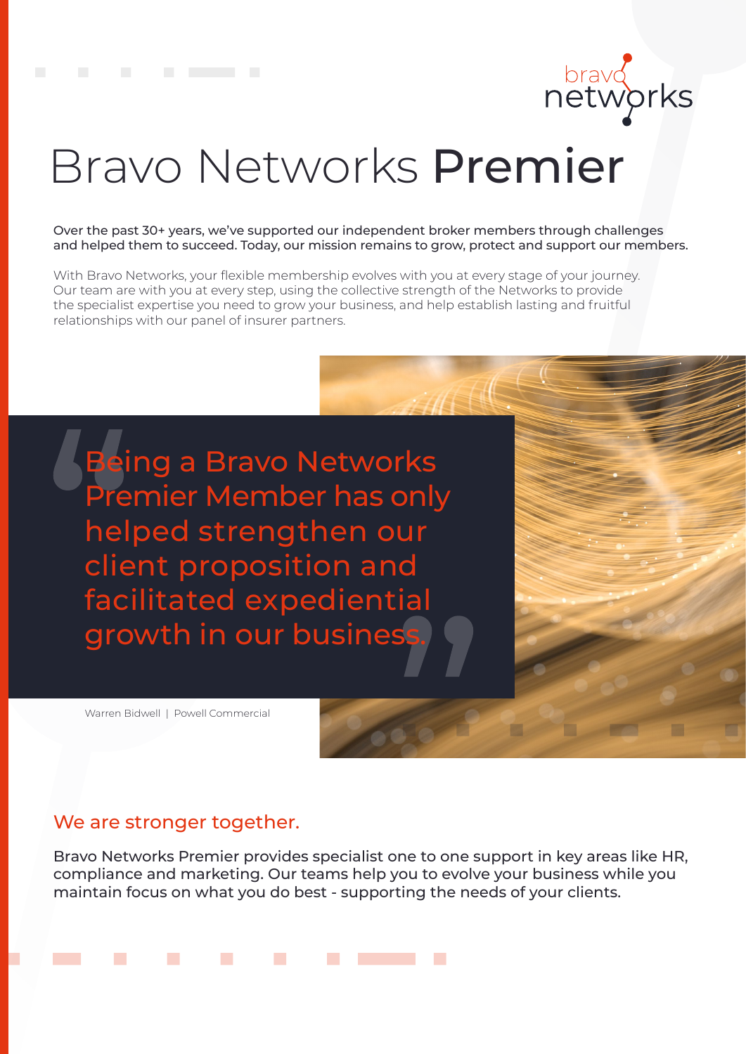# Bravo Networks **Premier**

**Over the past 30+ years, we've supported our independent broker members through challenges and helped them to succeed. Today, our mission remains to grow, protect and support our members.**

With Bravo Networks, your flexible membership evolves with you at every stage of your journey. Our team are with you at every step, using the collective strength of the Networks to provide the specialist expertise you need to grow your business, and help establish lasting and fruitful relationships with our panel of insurer partners.

> "Being a Bravo Networks Premier Member has only helped strengthen our client proposition and facilitated expediential growth in our business."

Warren Bidwell | Powell Commercial

## We are stronger together.

Bravo Networks Premier provides specialist one to one support in key areas like HR, compliance and marketing. Our teams help you to evolve your business while you maintain focus on what you do best - supporting the needs of your clients.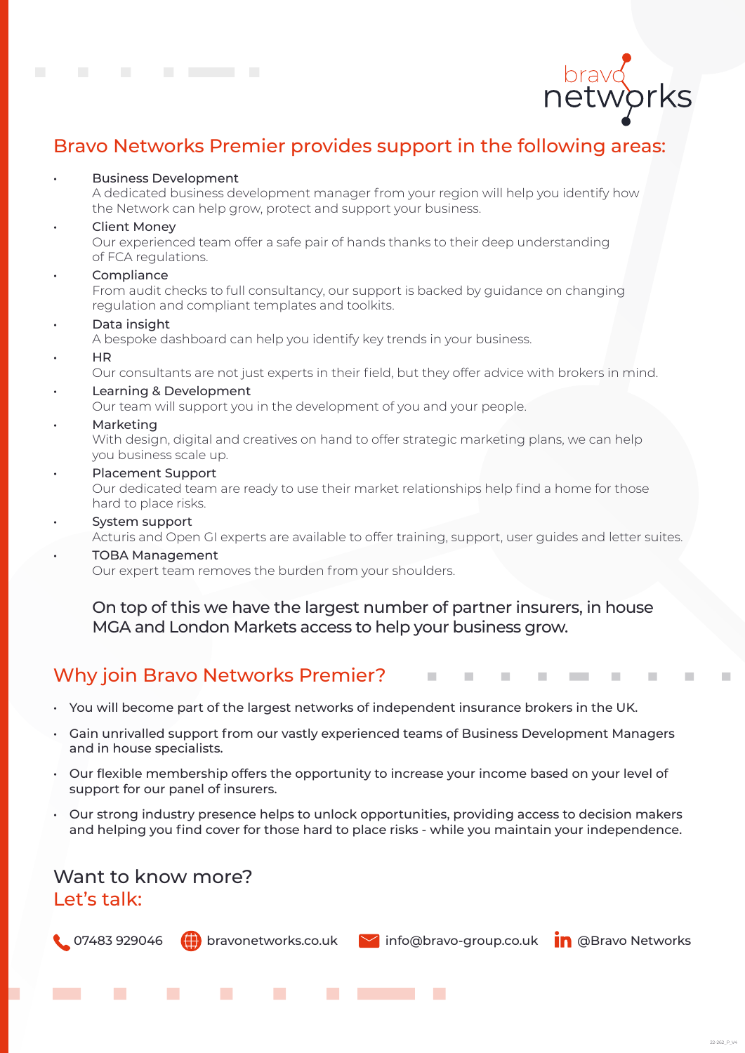## Bravo Networks Premier provides support in the following areas:

- **Business Development**
  A dedicated business development manager from your region will help you identify how the Network can help grow, protect and support your business.
- **Client Money**
  Our experienced team offer a safe pair of hands thanks to their deep understanding of FCA regulations.
- **Compliance**
  From audit checks to full consultancy, our support is backed by guidance on changing regulation and compliant templates and toolkits.
- **Data insight**
  A bespoke dashboard can help you identify key trends in your business.
- **HR**
  Our consultants are not just experts in their field, but they offer advice with brokers in mind.
- **Learning & Development**
  Our team will support you in the development of you and your people.
- **Marketing**
  With design, digital and creatives on hand to offer strategic marketing plans, we can help you business scale up.
- **Placement Support**
  Our dedicated team are ready to use their market relationships help find a home for those hard to place risks.
- **System support**
  Acturis and Open GI experts are available to offer training, support, user guides and letter suites.
- **TOBA Management**
  Our expert team removes the burden from your shoulders.

On top of this we have the largest number of partner insurers, in house MGA and London Markets access to help your business grow.

## Why join Bravo Networks Premier?

- You will become part of the largest networks of independent insurance brokers in the UK.
- Gain unrivalled support from our vastly experienced teams of Business Development Managers and in house specialists.
- Our flexible membership offers the opportunity to increase your income based on your level of support for our panel of insurers.
- Our strong industry presence helps to unlock opportunities, providing access to decision makers and helping you find cover for those hard to place risks - while you maintain your independence.

## Want to know more?
## Let's talk:

07483 929046 | bravonetworks.co.uk | info@bravo-group.co.uk | @Bravo Networks